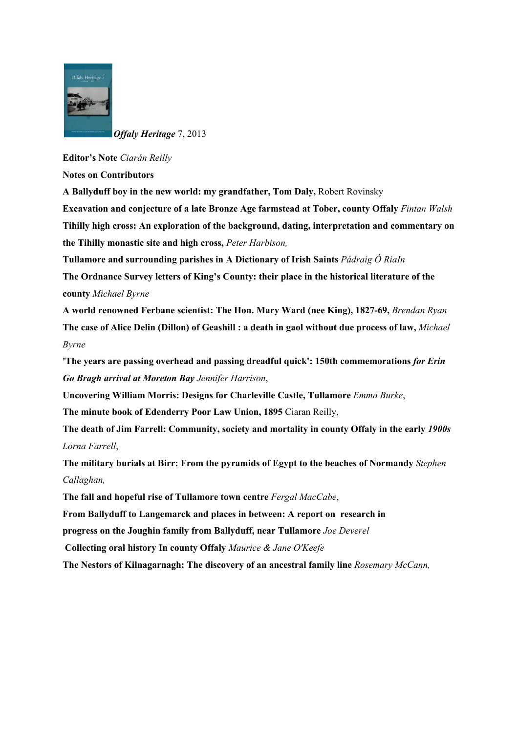***Offaly Heritage*** 7, 2013

**Editor's Note** *Ciarán Reilly*

**Notes on Contributors**

**A Ballyduff boy in the new world: my grandfather, Tom Daly,** Robert Rovinsky

**Excavation and conjecture of a late Bronze Age farmstead at Tober, county Offaly** *Fintan Walsh*

**Tihilly high cross: An exploration of the background, dating, interpretation and commentary on the Tihilly monastic site and high cross,** *Peter Harbison,*

**Tullamore and surrounding parishes in A Dictionary of Irish Saints** *Pádraig Ó RiaIn*

**The Ordnance Survey letters of King's County: their place in the historical literature of the county** *Michael Byrne*

**A world renowned Ferbane scientist: The Hon. Mary Ward (nee King), 1827-69,** *Brendan Ryan*

**The case of Alice Delin (Dillon) of Geashill : a death in gaol without due process of law,** *Michael Byrne*

**'The years are passing overhead and passing dreadful quick': 150th commemorations *for Erin Go Bragh arrival at Moreton Bay*** *Jennifer Harrison*,

**Uncovering William Morris: Designs for Charleville Castle, Tullamore** *Emma Burke*,

**The minute book of Edenderry Poor Law Union, 1895** Ciaran Reilly,

**The death of Jim Farrell: Community, society and mortality in county Offaly in the early *1900s*** *Lorna Farrell*,

**The military burials at Birr: From the pyramids of Egypt to the beaches of Normandy** *Stephen Callaghan,*

**The fall and hopeful rise of Tullamore town centre** *Fergal MacCabe*,

**From Ballyduff to Langemarck and places in between: A report on research in progress on the Joughin family from Ballyduff, near Tullamore** *Joe Deverel*

**Collecting oral history In county Offaly** *Maurice & Jane O'Keefe*

**The Nestors of Kilnagarnagh: The discovery of an ancestral family line** *Rosemary McCann,*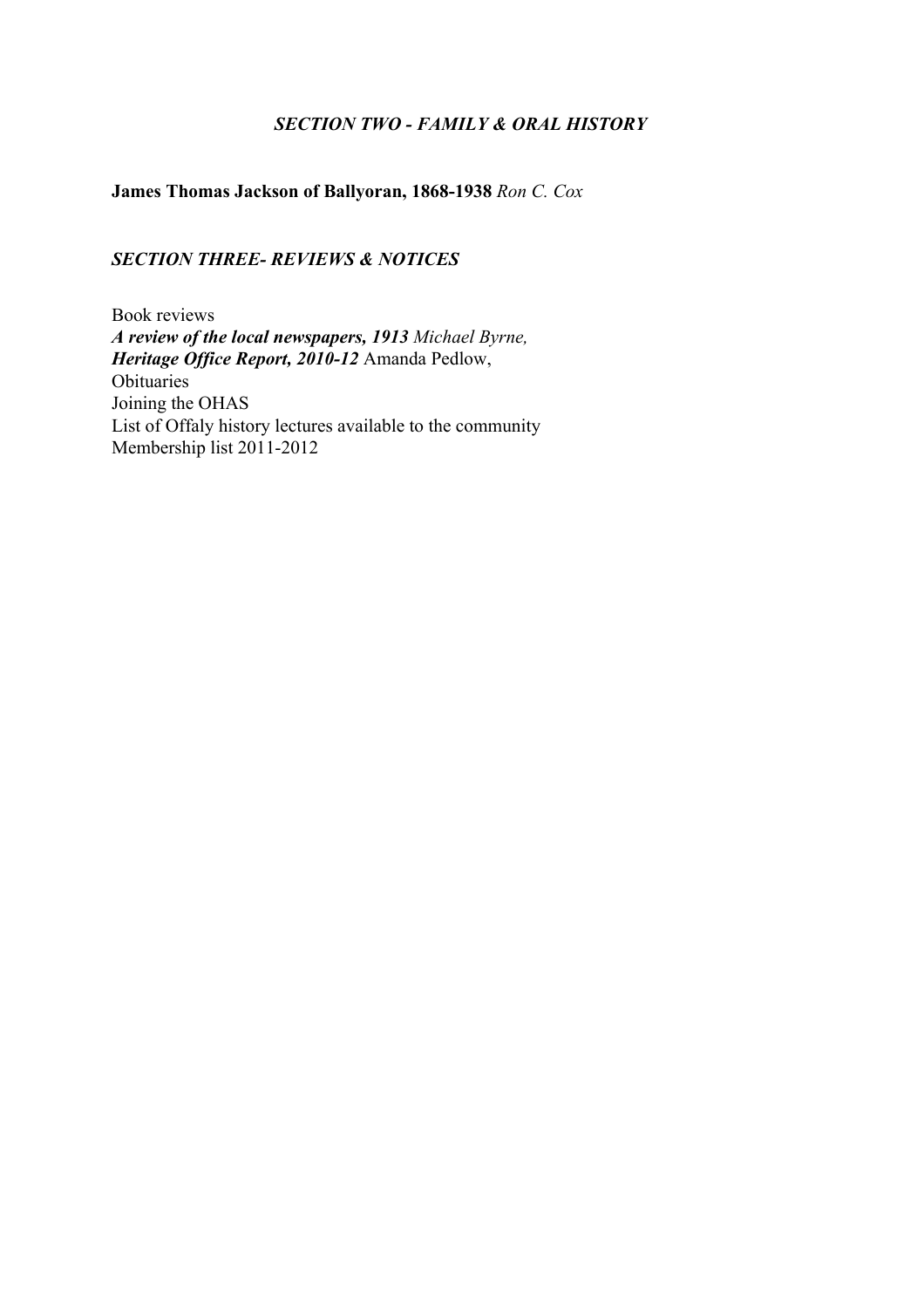## *SECTION TWO - FAMILY & ORAL HISTORY*

**James Thomas Jackson of Ballyoran, 1868-1938** *Ron C. Cox*

## *SECTION THREE- REVIEWS & NOTICES*

Book reviews
***A review of the local newspapers, 1913*** *Michael Byrne,*
***Heritage Office Report, 2010-12*** Amanda Pedlow,
Obituaries
Joining the OHAS
List of Offaly history lectures available to the community
Membership list 2011-2012